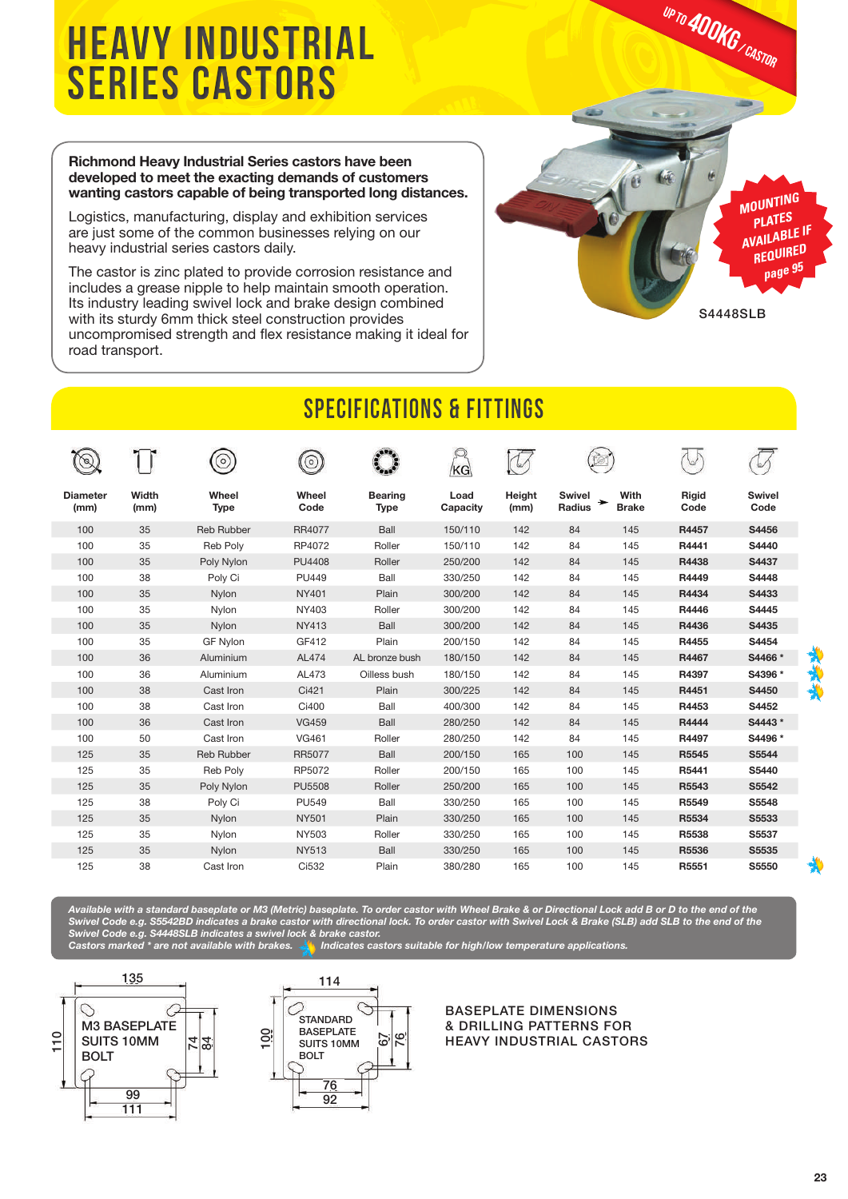# HEAVY INDUSTRIAL SERIES CASTORS

UP TO 400KG / CASTOR

**Richmond Heavy Industrial Series castors have been developed to meet the exacting demands of customers wanting castors capable of being transported long distances.**

Logistics, manufacturing, display and exhibition services are just some of the common businesses relying on our heavy industrial series castors daily.

The castor is zinc plated to provide corrosion resistance and includes a grease nipple to help maintain smooth operation. Its industry leading swivel lock and brake design combined with its sturdy 6mm thick steel construction provides uncompromised strength and flex resistance making it ideal for road transport.

MOUNTING PLATES AVAILABLE IF REQUIRED page 95

S4448SLB

## SPECIFICATIONS & FITTINGS

| Diameter (mm) | Width (mm) | Wheel Type | Wheel Code | Bearing Type | Load Capacity | Height (mm) | Swivel Radius | With Brake | Rigid Code | Swivel Code |
|---|---|---|---|---|---|---|---|---|---|---|
| 100 | 35 | Reb Rubber | RR4077 | Ball | 150/110 | 142 | 84 | 145 | **R4457** | **S4456** |
| 100 | 35 | Reb Poly | RP4072 | Roller | 150/110 | 142 | 84 | 145 | **R4441** | **S4440** |
| 100 | 35 | Poly Nylon | PU4408 | Roller | 250/200 | 142 | 84 | 145 | **R4438** | **S4437** |
| 100 | 38 | Poly Ci | PU449 | Ball | 330/250 | 142 | 84 | 145 | **R4449** | **S4448** |
| 100 | 35 | Nylon | NY401 | Plain | 300/200 | 142 | 84 | 145 | **R4434** | **S4433** |
| 100 | 35 | Nylon | NY403 | Roller | 300/200 | 142 | 84 | 145 | **R4446** | **S4445** |
| 100 | 35 | Nylon | NY413 | Ball | 300/200 | 142 | 84 | 145 | **R4436** | **S4435** |
| 100 | 35 | GF Nylon | GF412 | Plain | 200/150 | 142 | 84 | 145 | **R4455** | **S4454** |
| 100 | 36 | Aluminium | AL474 | AL bronze bush | 180/150 | 142 | 84 | 145 | **R4467** | **S4466 *** |
| 100 | 36 | Aluminium | AL473 | Oilless bush | 180/150 | 142 | 84 | 145 | **R4397** | **S4396 *** |
| 100 | 38 | Cast Iron | Ci421 | Plain | 300/225 | 142 | 84 | 145 | **R4451** | **S4450** |
| 100 | 38 | Cast Iron | Ci400 | Ball | 400/300 | 142 | 84 | 145 | **R4453** | **S4452** |
| 100 | 36 | Cast Iron | VG459 | Ball | 280/250 | 142 | 84 | 145 | **R4444** | **S4443 *** |
| 100 | 50 | Cast Iron | VG461 | Roller | 280/250 | 142 | 84 | 145 | **R4497** | **S4496 *** |
| 125 | 35 | Reb Rubber | RR5077 | Ball | 200/150 | 165 | 100 | 145 | **R5545** | **S5544** |
| 125 | 35 | Reb Poly | RP5072 | Roller | 200/150 | 165 | 100 | 145 | **R5441** | **S5440** |
| 125 | 35 | Poly Nylon | PU5508 | Roller | 250/200 | 165 | 100 | 145 | **R5543** | **S5542** |
| 125 | 38 | Poly Ci | PU549 | Ball | 330/250 | 165 | 100 | 145 | **R5549** | **S5548** |
| 125 | 35 | Nylon | NY501 | Plain | 330/250 | 165 | 100 | 145 | **R5534** | **S5533** |
| 125 | 35 | Nylon | NY503 | Roller | 330/250 | 165 | 100 | 145 | **R5538** | **S5537** |
| 125 | 35 | Nylon | NY513 | Ball | 330/250 | 165 | 100 | 145 | **R5536** | **S5535** |
| 125 | 38 | Cast Iron | Ci532 | Plain | 380/280 | 165 | 100 | 145 | **R5551** | **S5550** |

*Available with a standard baseplate or M3 (Metric) baseplate. To order castor with Wheel Brake & or Directional Lock add B or D to the end of the Swivel Code e.g. S5542BD indicates a brake castor with directional lock. To order castor with Swivel Lock & Brake (SLB) add SLB to the end of the Swivel Code e.g. S4448SLB indicates a swivel lock & brake castor.*
*Castors marked * are not available with brakes. Indicates castors suitable for high/low temperature applications.*

M3 BASEPLATE SUITS 10MM BOLT
135
110
74
84
99
111

STANDARD BASEPLATE SUITS 10MM BOLT
114
100
67
76
76
92

BASEPLATE DIMENSIONS & DRILLING PATTERNS FOR HEAVY INDUSTRIAL CASTORS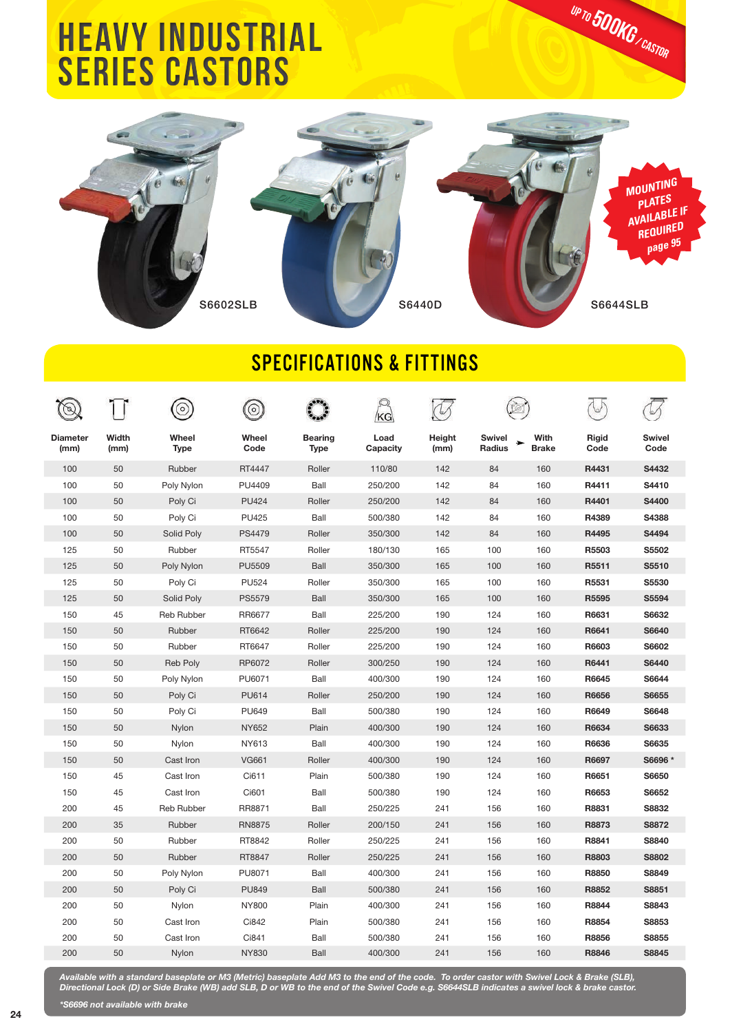# HEAVY INDUSTRIAL SERIES CASTORS

UP TO 500KG / CASTOR

S6602SLB

S6440D

S6644SLB

MOUNTING PLATES AVAILABLE IF REQUIRED page 95

## SPECIFICATIONS & FITTINGS

| Diameter (mm) | Width (mm) | Wheel Type | Wheel Code | Bearing Type | Load Capacity | Height (mm) | Swivel Radius | With Brake | Rigid Code | Swivel Code |
|---|---|---|---|---|---|---|---|---|---|---|
| 100 | 50 | Rubber | RT4447 | Roller | 110/80 | 142 | 84 | 160 | **R4431** | **S4432** |
| 100 | 50 | Poly Nylon | PU4409 | Ball | 250/200 | 142 | 84 | 160 | **R4411** | **S4410** |
| 100 | 50 | Poly Ci | PU424 | Roller | 250/200 | 142 | 84 | 160 | **R4401** | **S4400** |
| 100 | 50 | Poly Ci | PU425 | Ball | 500/380 | 142 | 84 | 160 | **R4389** | **S4388** |
| 100 | 50 | Solid Poly | PS4479 | Roller | 350/300 | 142 | 84 | 160 | **R4495** | **S4494** |
| 125 | 50 | Rubber | RT5547 | Roller | 180/130 | 165 | 100 | 160 | **R5503** | **S5502** |
| 125 | 50 | Poly Nylon | PU5509 | Ball | 350/300 | 165 | 100 | 160 | **R5511** | **S5510** |
| 125 | 50 | Poly Ci | PU524 | Roller | 350/300 | 165 | 100 | 160 | **R5531** | **S5530** |
| 125 | 50 | Solid Poly | PS5579 | Ball | 350/300 | 165 | 100 | 160 | **R5595** | **S5594** |
| 150 | 45 | Reb Rubber | RR6677 | Ball | 225/200 | 190 | 124 | 160 | **R6631** | **S6632** |
| 150 | 50 | Rubber | RT6642 | Roller | 225/200 | 190 | 124 | 160 | **R6641** | **S6640** |
| 150 | 50 | Rubber | RT6647 | Roller | 225/200 | 190 | 124 | 160 | **R6603** | **S6602** |
| 150 | 50 | Reb Poly | RP6072 | Roller | 300/250 | 190 | 124 | 160 | **R6441** | **S6440** |
| 150 | 50 | Poly Nylon | PU6071 | Ball | 400/300 | 190 | 124 | 160 | **R6645** | **S6644** |
| 150 | 50 | Poly Ci | PU614 | Roller | 250/200 | 190 | 124 | 160 | **R6656** | **S6655** |
| 150 | 50 | Poly Ci | PU649 | Ball | 500/380 | 190 | 124 | 160 | **R6649** | **S6648** |
| 150 | 50 | Nylon | NY652 | Plain | 400/300 | 190 | 124 | 160 | **R6634** | **S6633** |
| 150 | 50 | Nylon | NY613 | Ball | 400/300 | 190 | 124 | 160 | **R6636** | **S6635** |
| 150 | 50 | Cast Iron | VG661 | Roller | 400/300 | 190 | 124 | 160 | **R6697** | **S6696 \*** |
| 150 | 45 | Cast Iron | Ci611 | Plain | 500/380 | 190 | 124 | 160 | **R6651** | **S6650** |
| 150 | 45 | Cast Iron | Ci601 | Ball | 500/380 | 190 | 124 | 160 | **R6653** | **S6652** |
| 200 | 45 | Reb Rubber | RR8871 | Ball | 250/225 | 241 | 156 | 160 | **R8831** | **S8832** |
| 200 | 35 | Rubber | RN8875 | Roller | 200/150 | 241 | 156 | 160 | **R8873** | **S8872** |
| 200 | 50 | Rubber | RT8842 | Roller | 250/225 | 241 | 156 | 160 | **R8841** | **S8840** |
| 200 | 50 | Rubber | RT8847 | Roller | 250/225 | 241 | 156 | 160 | **R8803** | **S8802** |
| 200 | 50 | Poly Nylon | PU8071 | Ball | 400/300 | 241 | 156 | 160 | **R8850** | **S8849** |
| 200 | 50 | Poly Ci | PU849 | Ball | 500/380 | 241 | 156 | 160 | **R8852** | **S8851** |
| 200 | 50 | Nylon | NY800 | Plain | 400/300 | 241 | 156 | 160 | **R8844** | **S8843** |
| 200 | 50 | Cast Iron | Ci842 | Plain | 500/380 | 241 | 156 | 160 | **R8854** | **S8853** |
| 200 | 50 | Cast Iron | Ci841 | Ball | 500/380 | 241 | 156 | 160 | **R8856** | **S8855** |
| 200 | 50 | Nylon | NY830 | Ball | 400/300 | 241 | 156 | 160 | **R8846** | **S8845** |

***Available with a standard baseplate or M3 (Metric) baseplate Add M3 to the end of the code. To order castor with Swivel Lock & Brake (SLB), Directional Lock (D) or Side Brake (WB) add SLB, D or WB to the end of the Swivel Code e.g. S6644SLB indicates a swivel lock & brake castor.***

***\*S6696 not available with brake***